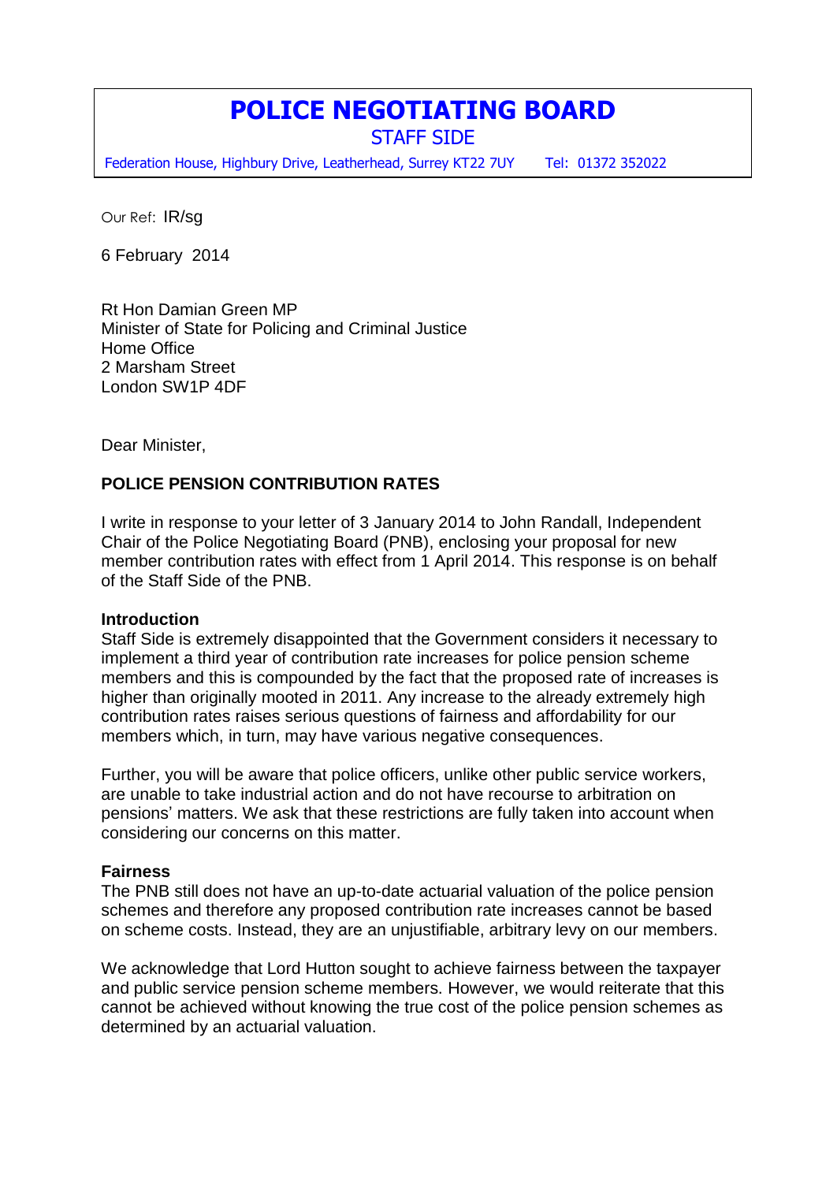# POLICE NEGOTIATING BOARD

STAFF SIDE

Federation House, Highbury Drive, Leatherhead, Surrey KT22 7UY Tel: 01372 352022

Our Ref: IR/sg

6 February 2014

Rt Hon Damian Green MP
Minister of State for Policing and Criminal Justice
Home Office
2 Marsham Street
London SW1P 4DF

Dear Minister,

**POLICE PENSION CONTRIBUTION RATES**

I write in response to your letter of 3 January 2014 to John Randall, Independent Chair of the Police Negotiating Board (PNB), enclosing your proposal for new member contribution rates with effect from 1 April 2014. This response is on behalf of the Staff Side of the PNB.

**Introduction**

Staff Side is extremely disappointed that the Government considers it necessary to implement a third year of contribution rate increases for police pension scheme members and this is compounded by the fact that the proposed rate of increases is higher than originally mooted in 2011. Any increase to the already extremely high contribution rates raises serious questions of fairness and affordability for our members which, in turn, may have various negative consequences.

Further, you will be aware that police officers, unlike other public service workers, are unable to take industrial action and do not have recourse to arbitration on pensions' matters. We ask that these restrictions are fully taken into account when considering our concerns on this matter.

**Fairness**

The PNB still does not have an up-to-date actuarial valuation of the police pension schemes and therefore any proposed contribution rate increases cannot be based on scheme costs. Instead, they are an unjustifiable, arbitrary levy on our members.

We acknowledge that Lord Hutton sought to achieve fairness between the taxpayer and public service pension scheme members. However, we would reiterate that this cannot be achieved without knowing the true cost of the police pension schemes as determined by an actuarial valuation.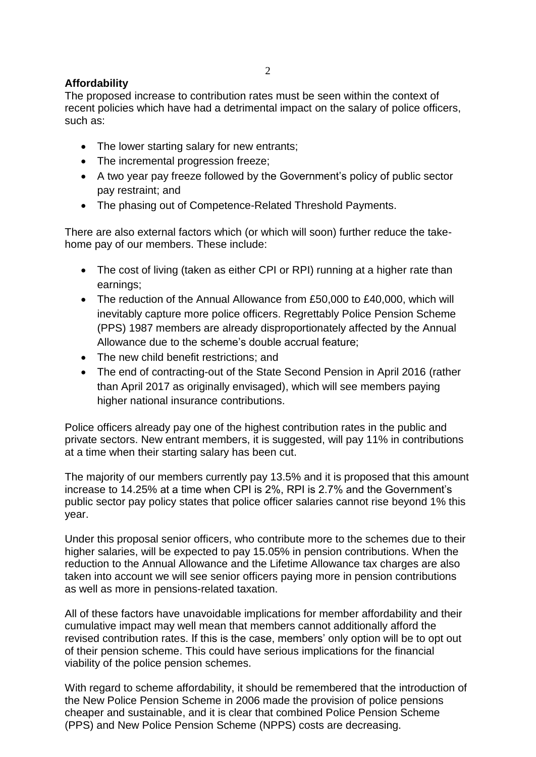**Affordability**

The proposed increase to contribution rates must be seen within the context of recent policies which have had a detrimental impact on the salary of police officers, such as:

- The lower starting salary for new entrants;
- The incremental progression freeze;
- A two year pay freeze followed by the Government's policy of public sector pay restraint; and
- The phasing out of Competence-Related Threshold Payments.

There are also external factors which (or which will soon) further reduce the take-home pay of our members. These include:

- The cost of living (taken as either CPI or RPI) running at a higher rate than earnings;
- The reduction of the Annual Allowance from £50,000 to £40,000, which will inevitably capture more police officers. Regrettably Police Pension Scheme (PPS) 1987 members are already disproportionately affected by the Annual Allowance due to the scheme's double accrual feature;
- The new child benefit restrictions; and
- The end of contracting-out of the State Second Pension in April 2016 (rather than April 2017 as originally envisaged), which will see members paying higher national insurance contributions.

Police officers already pay one of the highest contribution rates in the public and private sectors. New entrant members, it is suggested, will pay 11% in contributions at a time when their starting salary has been cut.

The majority of our members currently pay 13.5% and it is proposed that this amount increase to 14.25% at a time when CPI is 2%, RPI is 2.7% and the Government's public sector pay policy states that police officer salaries cannot rise beyond 1% this year.

Under this proposal senior officers, who contribute more to the schemes due to their higher salaries, will be expected to pay 15.05% in pension contributions. When the reduction to the Annual Allowance and the Lifetime Allowance tax charges are also taken into account we will see senior officers paying more in pension contributions as well as more in pensions-related taxation.

All of these factors have unavoidable implications for member affordability and their cumulative impact may well mean that members cannot additionally afford the revised contribution rates. If this is the case, members' only option will be to opt out of their pension scheme. This could have serious implications for the financial viability of the police pension schemes.

With regard to scheme affordability, it should be remembered that the introduction of the New Police Pension Scheme in 2006 made the provision of police pensions cheaper and sustainable, and it is clear that combined Police Pension Scheme (PPS) and New Police Pension Scheme (NPPS) costs are decreasing.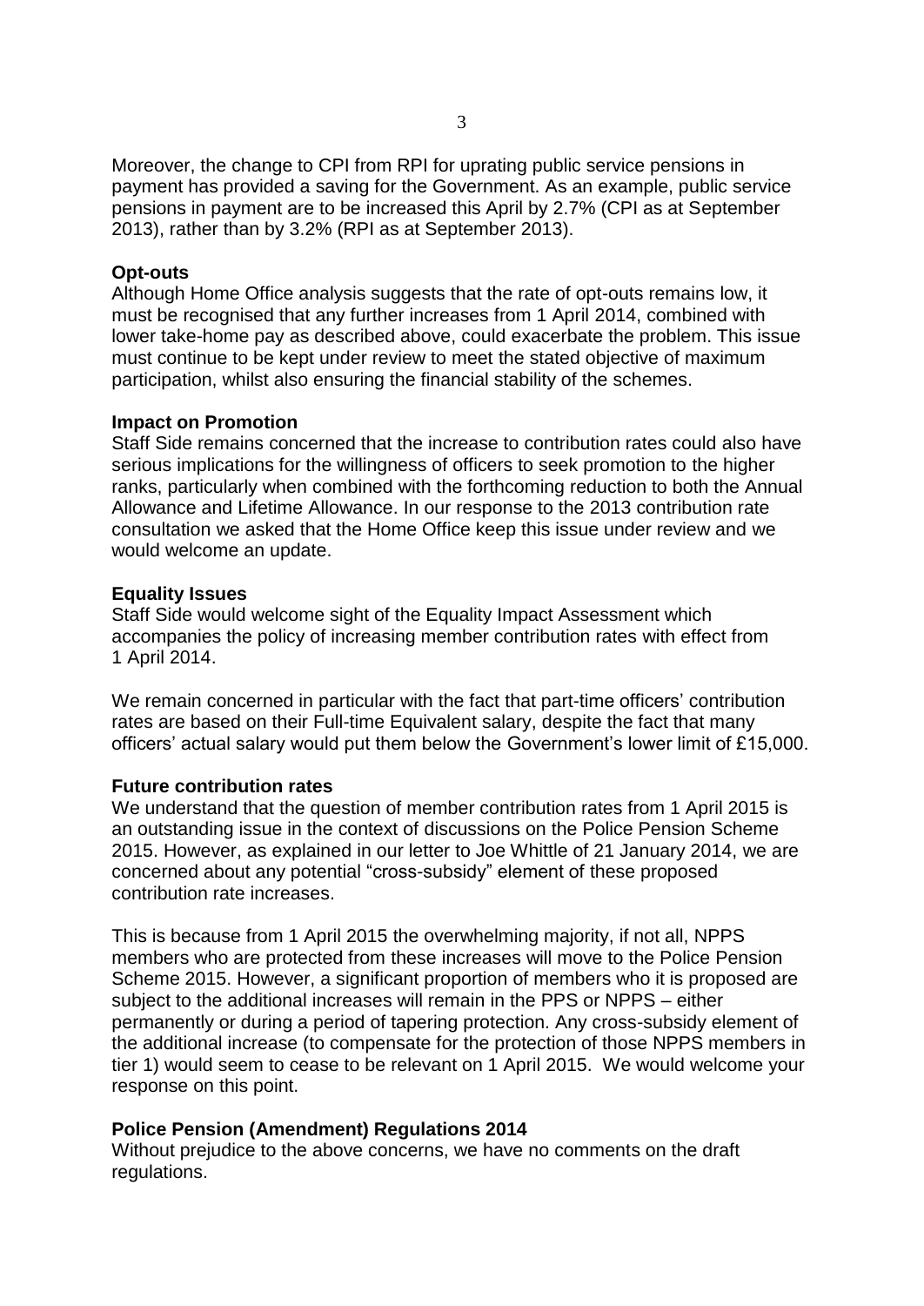Moreover, the change to CPI from RPI for uprating public service pensions in payment has provided a saving for the Government. As an example, public service pensions in payment are to be increased this April by 2.7% (CPI as at September 2013), rather than by 3.2% (RPI as at September 2013).

**Opt-outs**

Although Home Office analysis suggests that the rate of opt-outs remains low, it must be recognised that any further increases from 1 April 2014, combined with lower take-home pay as described above, could exacerbate the problem. This issue must continue to be kept under review to meet the stated objective of maximum participation, whilst also ensuring the financial stability of the schemes.

**Impact on Promotion**

Staff Side remains concerned that the increase to contribution rates could also have serious implications for the willingness of officers to seek promotion to the higher ranks, particularly when combined with the forthcoming reduction to both the Annual Allowance and Lifetime Allowance. In our response to the 2013 contribution rate consultation we asked that the Home Office keep this issue under review and we would welcome an update.

**Equality Issues**

Staff Side would welcome sight of the Equality Impact Assessment which accompanies the policy of increasing member contribution rates with effect from 1 April 2014.

We remain concerned in particular with the fact that part-time officers' contribution rates are based on their Full-time Equivalent salary, despite the fact that many officers' actual salary would put them below the Government's lower limit of £15,000.

**Future contribution rates**

We understand that the question of member contribution rates from 1 April 2015 is an outstanding issue in the context of discussions on the Police Pension Scheme 2015. However, as explained in our letter to Joe Whittle of 21 January 2014, we are concerned about any potential "cross-subsidy" element of these proposed contribution rate increases.

This is because from 1 April 2015 the overwhelming majority, if not all, NPPS members who are protected from these increases will move to the Police Pension Scheme 2015. However, a significant proportion of members who it is proposed are subject to the additional increases will remain in the PPS or NPPS – either permanently or during a period of tapering protection. Any cross-subsidy element of the additional increase (to compensate for the protection of those NPPS members in tier 1) would seem to cease to be relevant on 1 April 2015. We would welcome your response on this point.

**Police Pension (Amendment) Regulations 2014**

Without prejudice to the above concerns, we have no comments on the draft regulations.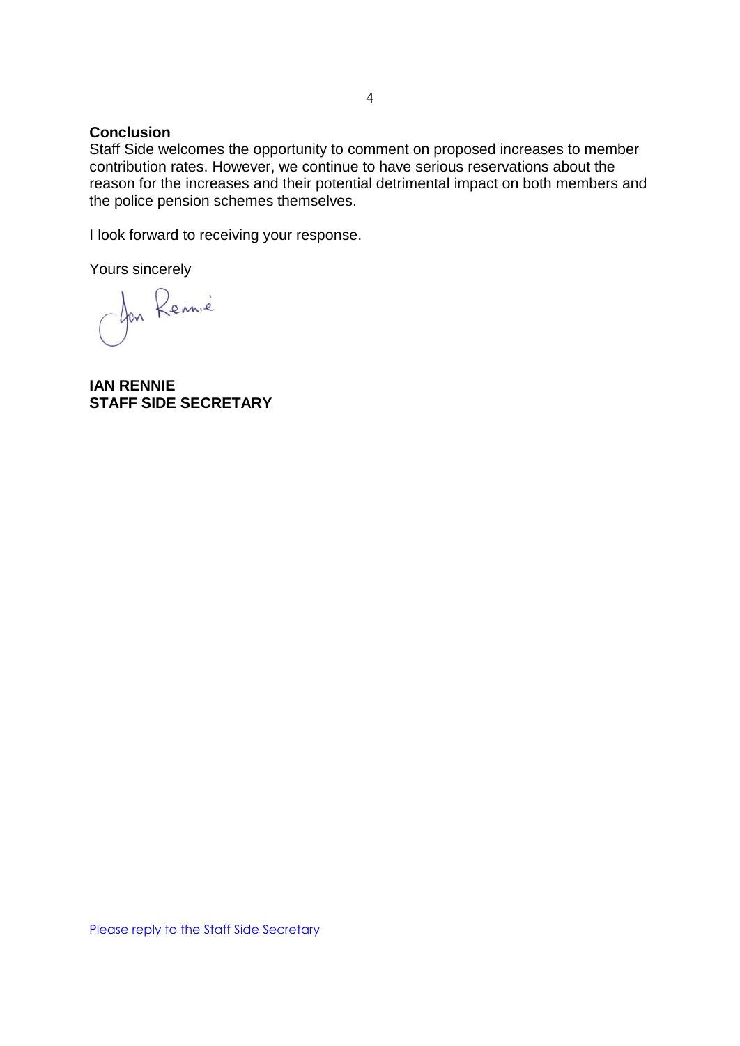**Conclusion**

Staff Side welcomes the opportunity to comment on proposed increases to member contribution rates. However, we continue to have serious reservations about the reason for the increases and their potential detrimental impact on both members and the police pension schemes themselves.

I look forward to receiving your response.

Yours sincerely

**IAN RENNIE**
**STAFF SIDE SECRETARY**

Please reply to the Staff Side Secretary